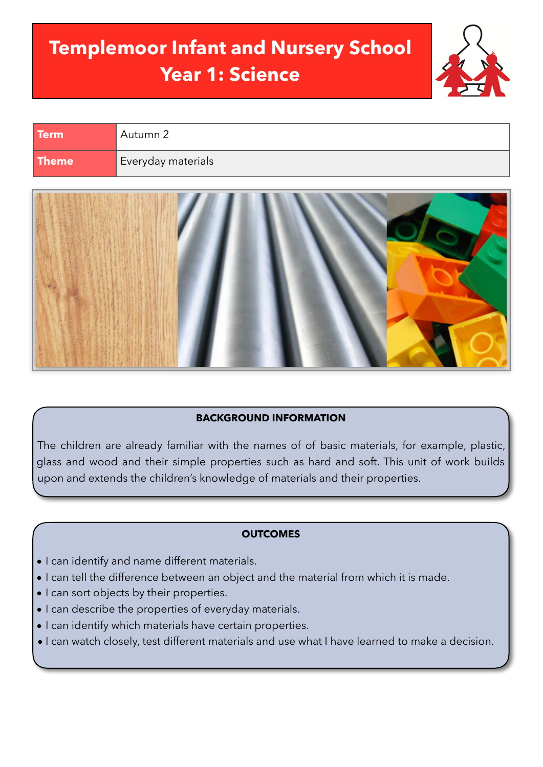# Templemoor Infant and Nursery School
# Year 1: Science

| Term | Autumn 2 |
|---|---|
| Theme | Everyday materials |

## BACKGROUND INFORMATION

The children are already familiar with the names of of basic materials, for example, plastic, glass and wood and their simple properties such as hard and soft. This unit of work builds upon and extends the children's knowledge of materials and their properties.

## OUTCOMES

- I can identify and name different materials.
- I can tell the difference between an object and the material from which it is made.
- I can sort objects by their properties.
- I can describe the properties of everyday materials.
- I can identify which materials have certain properties.
- I can watch closely, test different materials and use what I have learned to make a decision.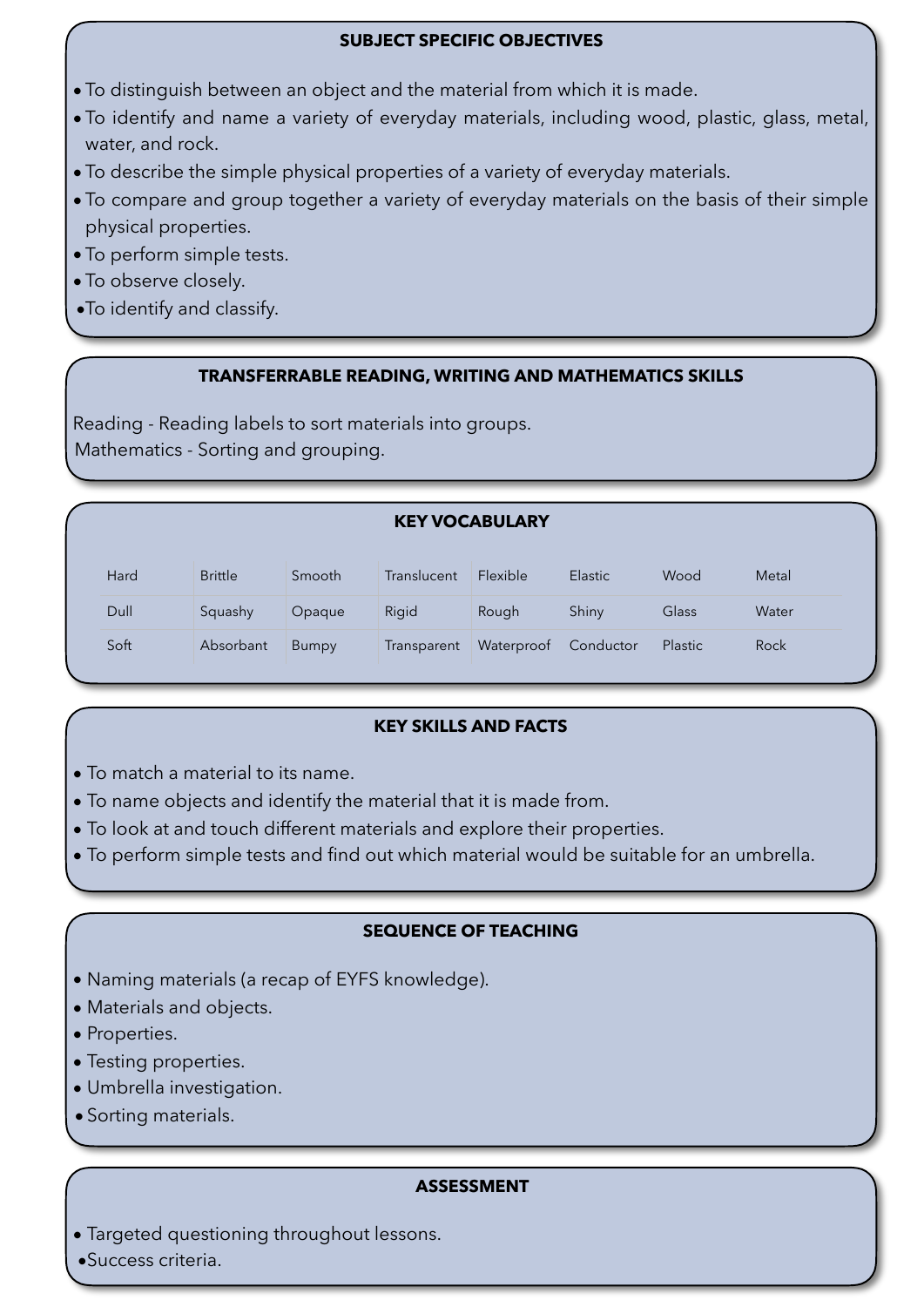## SUBJECT SPECIFIC OBJECTIVES

- To distinguish between an object and the material from which it is made.
- To identify and name a variety of everyday materials, including wood, plastic, glass, metal, water, and rock.
- To describe the simple physical properties of a variety of everyday materials.
- To compare and group together a variety of everyday materials on the basis of their simple physical properties.
- To perform simple tests.
- To observe closely.
- To identify and classify.

## TRANSFERRABLE READING, WRITING AND MATHEMATICS SKILLS

Reading - Reading labels to sort materials into groups.
Mathematics - Sorting and grouping.

## KEY VOCABULARY

| | | | | | | | |
|---|---|---|---|---|---|---|---|
| Hard | Brittle | Smooth | Translucent | Flexible | Elastic | Wood | Metal |
| Dull | Squashy | Opaque | Rigid | Rough | Shiny | Glass | Water |
| Soft | Absorbant | Bumpy | Transparent | Waterproof | Conductor | Plastic | Rock |

## KEY SKILLS AND FACTS

- To match a material to its name.
- To name objects and identify the material that it is made from.
- To look at and touch different materials and explore their properties.
- To perform simple tests and find out which material would be suitable for an umbrella.

## SEQUENCE OF TEACHING

- Naming materials (a recap of EYFS knowledge).
- Materials and objects.
- Properties.
- Testing properties.
- Umbrella investigation.
- Sorting materials.

## ASSESSMENT

- Targeted questioning throughout lessons.
- Success criteria.